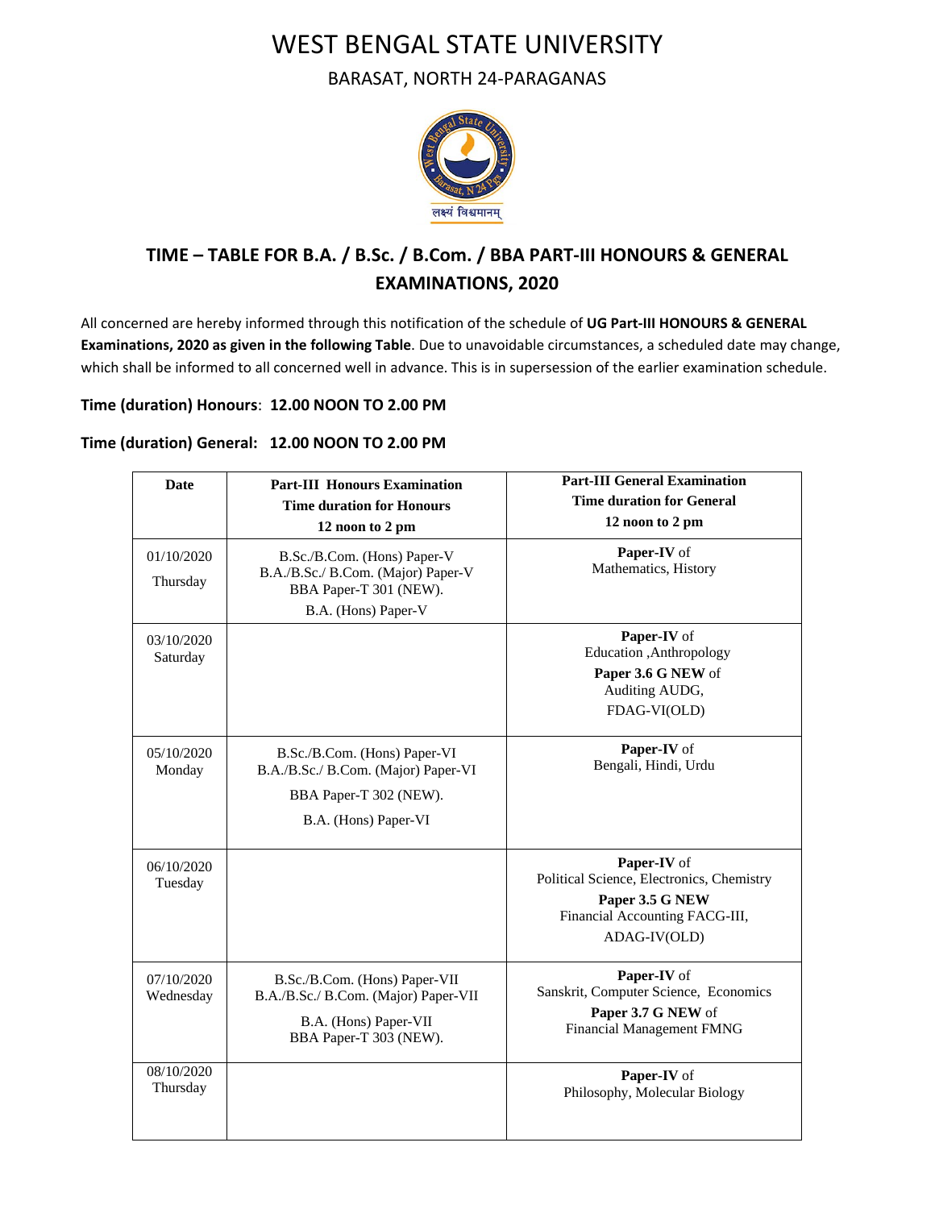# WEST BENGAL STATE UNIVERSITY

BARASAT, NORTH 24-PARAGANAS

## TIME – TABLE FOR B.A. / B.Sc. / B.Com. / BBA PART-III HONOURS & GENERAL EXAMINATIONS, 2020

All concerned are hereby informed through this notification of the schedule of **UG Part-III HONOURS & GENERAL Examinations, 2020 as given in the following Table**. Due to unavoidable circumstances, a scheduled date may change, which shall be informed to all concerned well in advance. This is in supersession of the earlier examination schedule.

**Time (duration) Honours**: **12.00 NOON TO 2.00 PM**

**Time (duration) General: 12.00 NOON TO 2.00 PM**

| **Date** | **Part-III Honours Examination Time duration for Honours 12 noon to 2 pm** | **Part-III General Examination Time duration for General 12 noon to 2 pm** |
|---|---|---|
| 01/10/2020 Thursday | B.Sc./B.Com. (Hons) Paper-V<br>B.A./B.Sc./ B.Com. (Major) Paper-V<br>BBA Paper-T 301 (NEW).<br>B.A. (Hons) Paper-V | **Paper-IV** of Mathematics, History |
| 03/10/2020 Saturday | | **Paper-IV** of Education ,Anthropology<br>**Paper 3.6 G NEW** of Auditing AUDG,<br>FDAG-VI(OLD) |
| 05/10/2020 Monday | B.Sc./B.Com. (Hons) Paper-VI<br>B.A./B.Sc./ B.Com. (Major) Paper-VI<br>BBA Paper-T 302 (NEW).<br>B.A. (Hons) Paper-VI | **Paper-IV** of Bengali, Hindi, Urdu |
| 06/10/2020 Tuesday | | **Paper-IV** of Political Science, Electronics, Chemistry<br>**Paper 3.5 G NEW** Financial Accounting FACG-III,<br>ADAG-IV(OLD) |
| 07/10/2020 Wednesday | B.Sc./B.Com. (Hons) Paper-VII<br>B.A./B.Sc./ B.Com. (Major) Paper-VII<br>B.A. (Hons) Paper-VII<br>BBA Paper-T 303 (NEW). | **Paper-IV** of Sanskrit, Computer Science, Economics<br>**Paper 3.7 G NEW** of Financial Management FMNG |
| 08/10/2020 Thursday | | **Paper-IV** of Philosophy, Molecular Biology |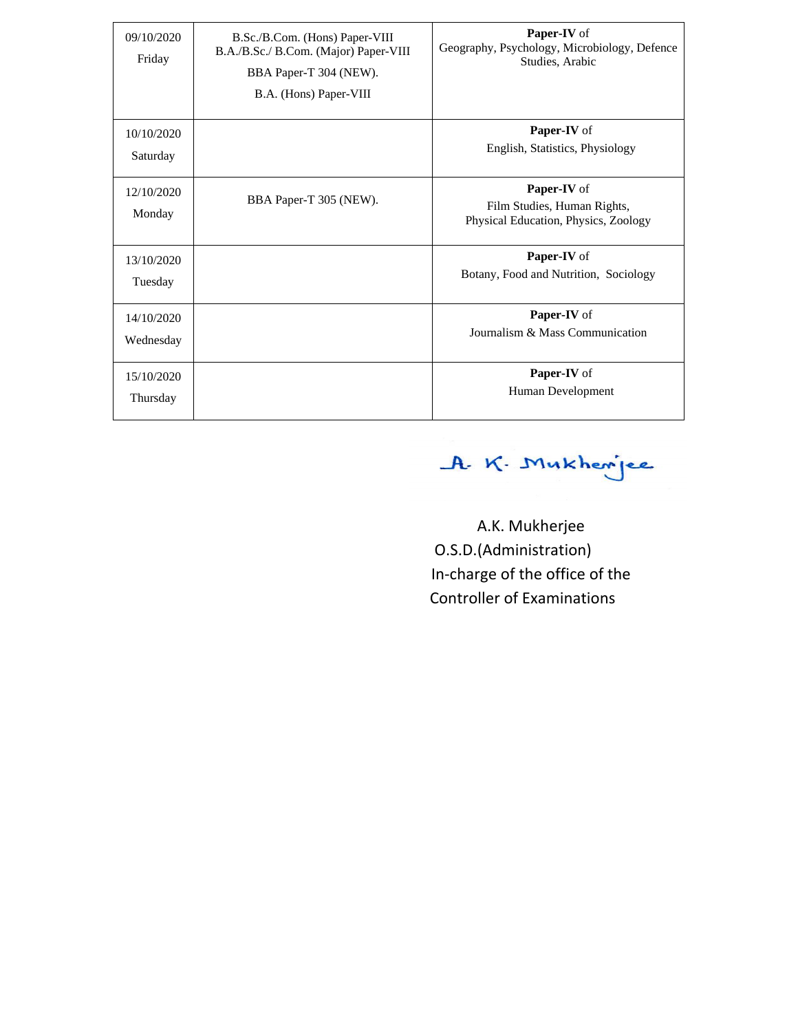| | | |
|---|---|---|
| 09/10/2020 Friday | B.Sc./B.Com. (Hons) Paper-VIII<br>B.A./B.Sc./ B.Com. (Major) Paper-VIII<br>BBA Paper-T 304 (NEW).<br>B.A. (Hons) Paper-VIII | **Paper-IV** of<br>Geography, Psychology, Microbiology, Defence Studies, Arabic |
| 10/10/2020 Saturday | | **Paper-IV** of<br>English, Statistics, Physiology |
| 12/10/2020 Monday | BBA Paper-T 305 (NEW). | **Paper-IV** of<br>Film Studies, Human Rights,<br>Physical Education, Physics, Zoology |
| 13/10/2020 Tuesday | | **Paper-IV** of<br>Botany, Food and Nutrition, Sociology |
| 14/10/2020 Wednesday | | **Paper-IV** of<br>Journalism & Mass Communication |
| 15/10/2020 Thursday | | **Paper-IV** of<br>Human Development |

A. K. Mukherjee

A.K. Mukherjee
O.S.D.(Administration)
In-charge of the office of the
Controller of Examinations